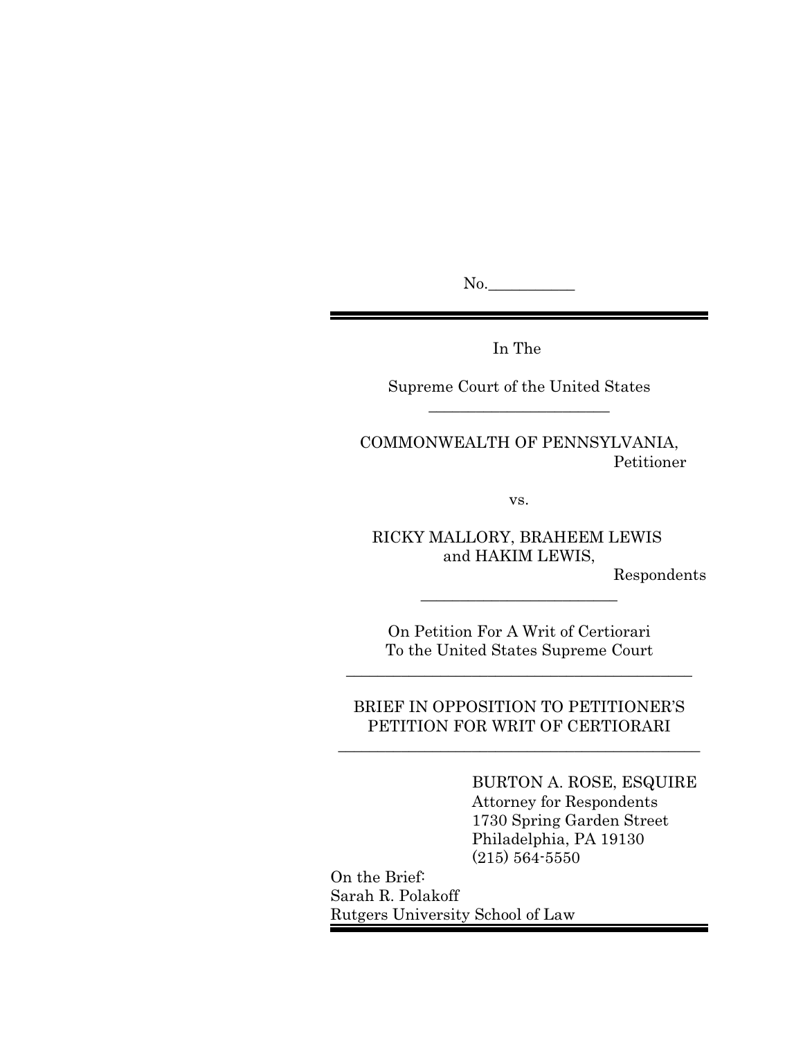No.___________

In The

Supreme Court of the United States

---

COMMONWEALTH OF PENNSYLVANIA,
Petitioner

vs.

RICKY MALLORY, BRAHEEM LEWIS
and HAKIM LEWIS,
Respondents

---

On Petition For A Writ of Certiorari
To the United States Supreme Court

---

BRIEF IN OPPOSITION TO PETITIONER'S PETITION FOR WRIT OF CERTIORARI

---

BURTON A. ROSE, ESQUIRE
Attorney for Respondents
1730 Spring Garden Street
Philadelphia, PA 19130
(215) 564-5550

On the Brief:
Sarah R. Polakoff
Rutgers University School of Law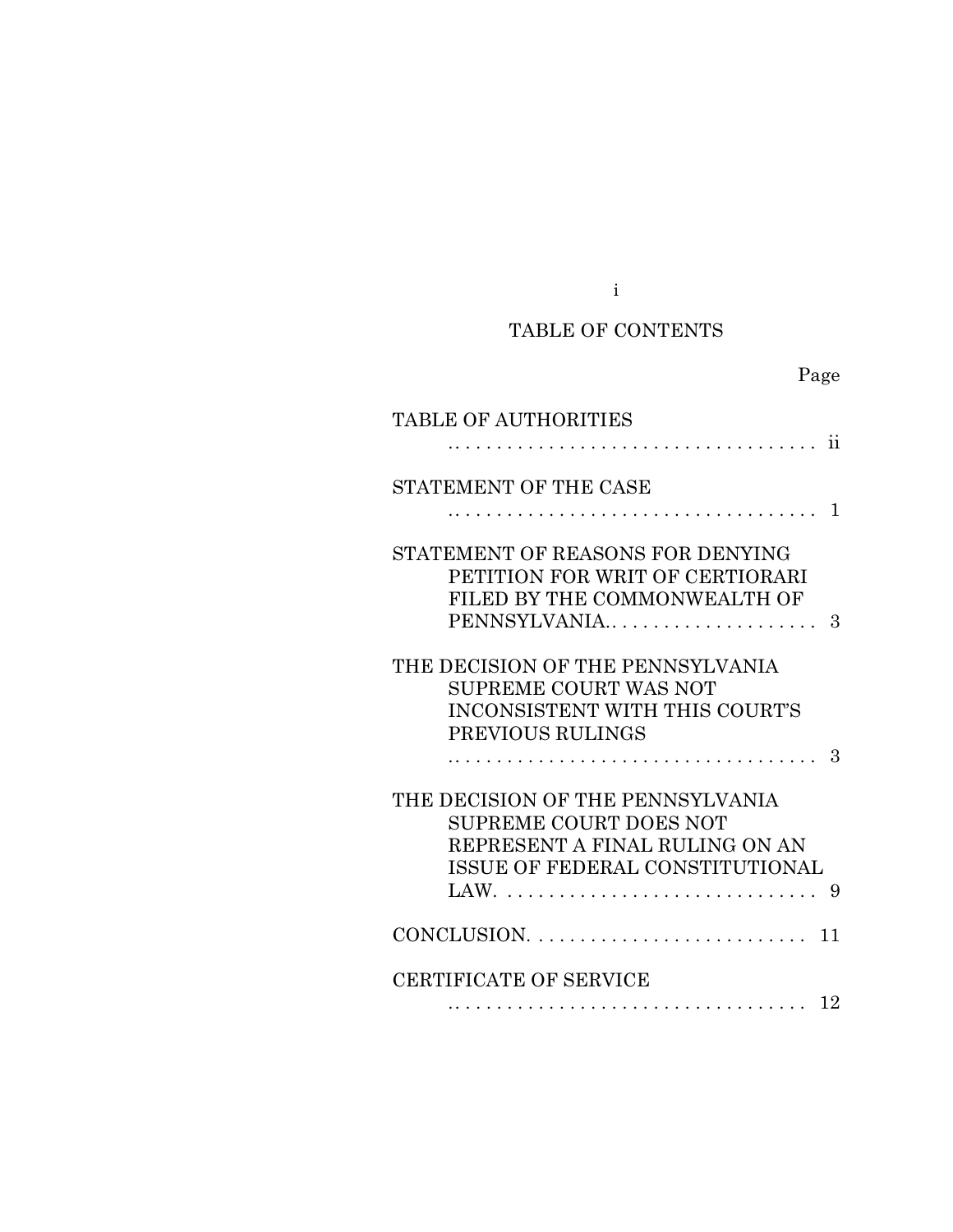# TABLE OF CONTENTS

| | Page |
|---|---|
| TABLE OF AUTHORITIES | ii |
| STATEMENT OF THE CASE | 1 |
| STATEMENT OF REASONS FOR DENYING PETITION FOR WRIT OF CERTIORARI FILED BY THE COMMONWEALTH OF PENNSYLVANIA. | 3 |
| THE DECISION OF THE PENNSYLVANIA SUPREME COURT WAS NOT INCONSISTENT WITH THIS COURT'S PREVIOUS RULINGS | 3 |
| THE DECISION OF THE PENNSYLVANIA SUPREME COURT DOES NOT REPRESENT A FINAL RULING ON AN ISSUE OF FEDERAL CONSTITUTIONAL LAW. | 9 |
| CONCLUSION. | 11 |
| CERTIFICATE OF SERVICE | 12 |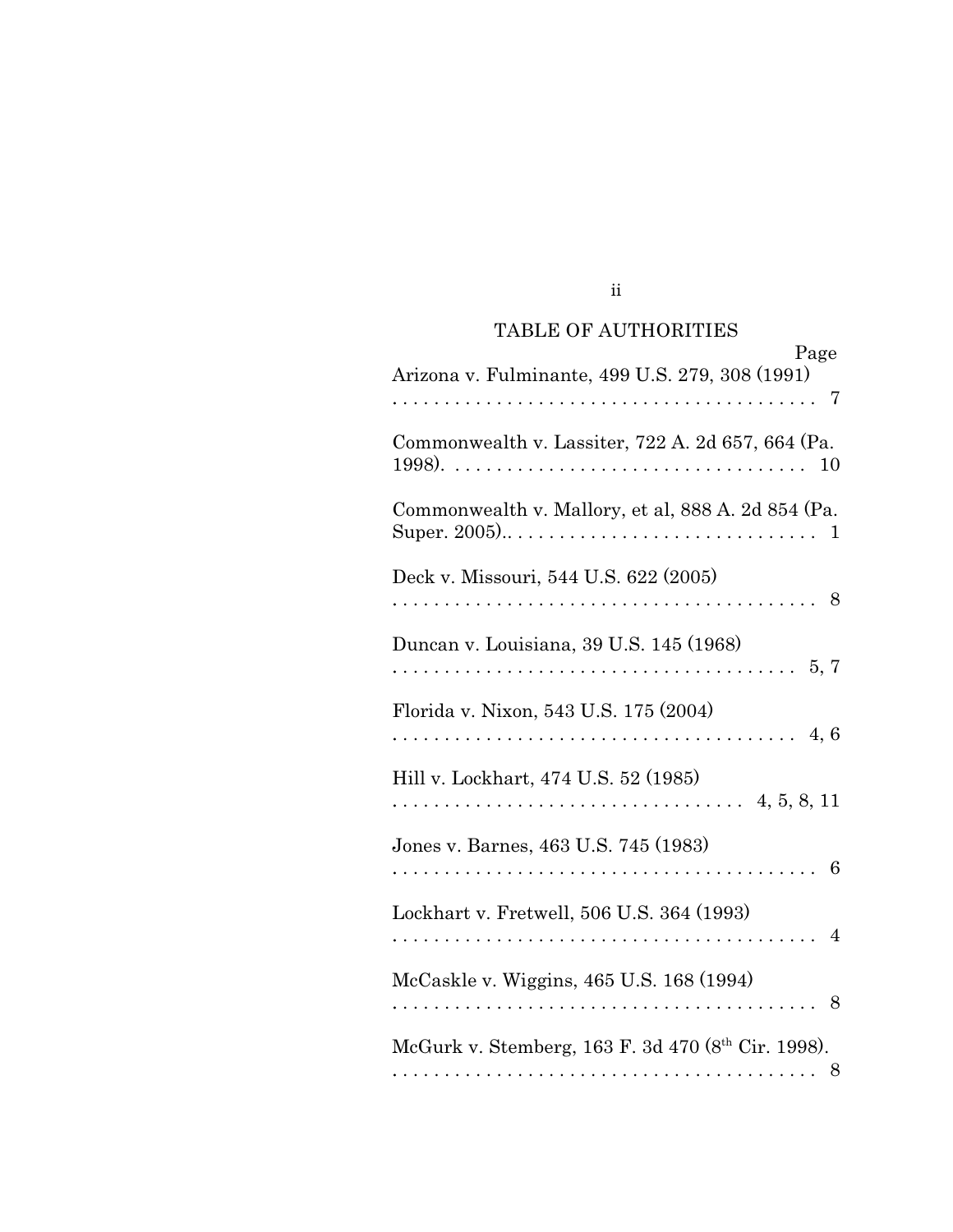## TABLE OF AUTHORITIES

| | Page |
|---|---|
| Arizona v. Fulminante, 499 U.S. 279, 308 (1991) | 7 |
| Commonwealth v. Lassiter, 722 A. 2d 657, 664 (Pa. 1998). | 10 |
| Commonwealth v. Mallory, et al, 888 A. 2d 854 (Pa. Super. 2005).. | 1 |
| Deck v. Missouri, 544 U.S. 622 (2005) | 8 |
| Duncan v. Louisiana, 39 U.S. 145 (1968) | 5, 7 |
| Florida v. Nixon, 543 U.S. 175 (2004) | 4, 6 |
| Hill v. Lockhart, 474 U.S. 52 (1985) | 4, 5, 8, 11 |
| Jones v. Barnes, 463 U.S. 745 (1983) | 6 |
| Lockhart v. Fretwell, 506 U.S. 364 (1993) | 4 |
| McCaskle v. Wiggins, 465 U.S. 168 (1994) | 8 |
| McGurk v. Stemberg, 163 F. 3d 470 (8th Cir. 1998). | 8 |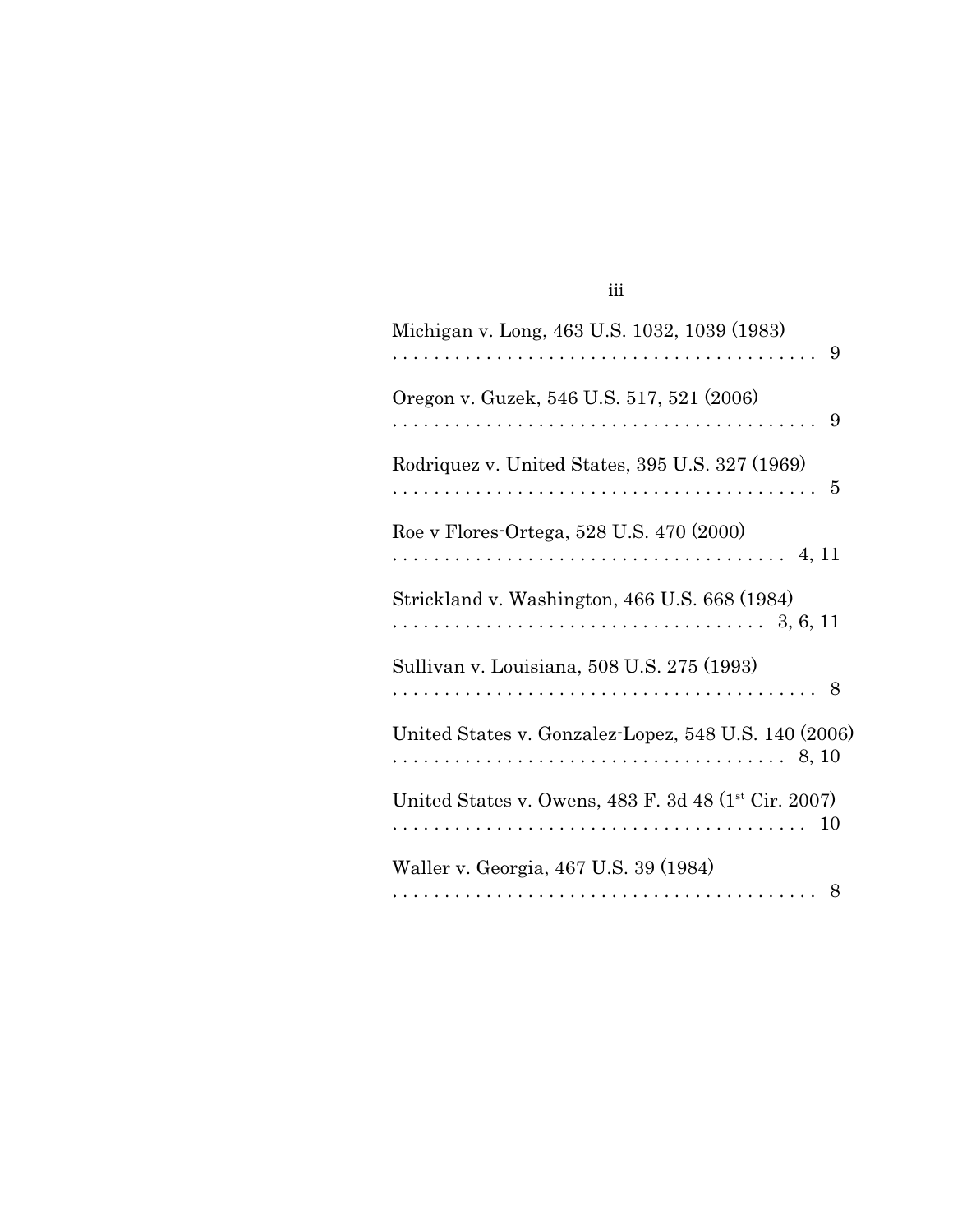Michigan v. Long, 463 U.S. 1032, 1039 (1983) . . . . . . . . . . . . . . . . . . . . . . . . . . . . . . . . . . . . . . . . 9

Oregon v. Guzek, 546 U.S. 517, 521 (2006) . . . . . . . . . . . . . . . . . . . . . . . . . . . . . . . . . . . . . . . . 9

Rodriquez v. United States, 395 U.S. 327 (1969) . . . . . . . . . . . . . . . . . . . . . . . . . . . . . . . . . . . . . . . . 5

Roe v Flores-Ortega, 528 U.S. 470 (2000) . . . . . . . . . . . . . . . . . . . . . . . . . . . . . . . . . . . . 4, 11

Strickland v. Washington, 466 U.S. 668 (1984) . . . . . . . . . . . . . . . . . . . . . . . . . . . . . . . . . . 3, 6, 11

Sullivan v. Louisiana, 508 U.S. 275 (1993) . . . . . . . . . . . . . . . . . . . . . . . . . . . . . . . . . . . . . . . . 8

United States v. Gonzalez-Lopez, 548 U.S. 140 (2006) . . . . . . . . . . . . . . . . . . . . . . . . . . . . . . . . . . . . 8, 10

United States v. Owens, 483 F. 3d 48 (1st Cir. 2007) . . . . . . . . . . . . . . . . . . . . . . . . . . . . . . . . . . . . . . . 10

Waller v. Georgia, 467 U.S. 39 (1984) . . . . . . . . . . . . . . . . . . . . . . . . . . . . . . . . . . . . . . . . 8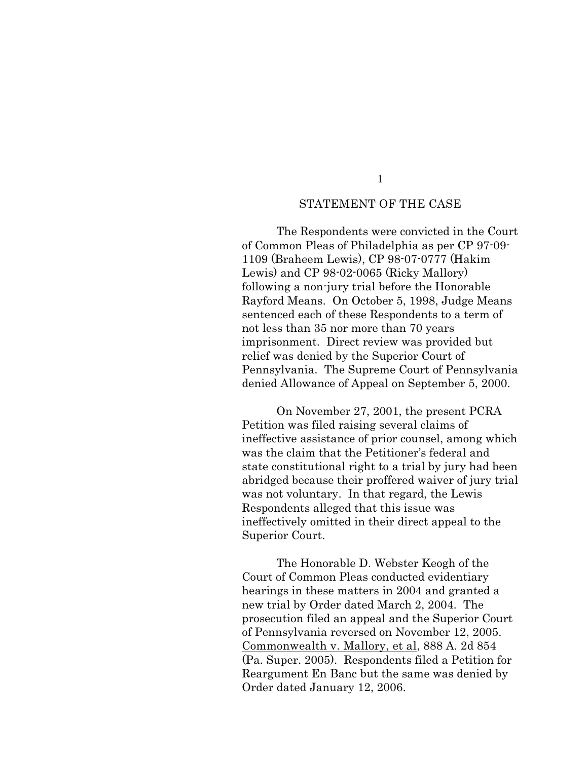## STATEMENT OF THE CASE

The Respondents were convicted in the Court of Common Pleas of Philadelphia as per CP 97-09-1109 (Braheem Lewis), CP 98-07-0777 (Hakim Lewis) and CP 98-02-0065 (Ricky Mallory) following a non-jury trial before the Honorable Rayford Means. On October 5, 1998, Judge Means sentenced each of these Respondents to a term of not less than 35 nor more than 70 years imprisonment. Direct review was provided but relief was denied by the Superior Court of Pennsylvania. The Supreme Court of Pennsylvania denied Allowance of Appeal on September 5, 2000.

On November 27, 2001, the present PCRA Petition was filed raising several claims of ineffective assistance of prior counsel, among which was the claim that the Petitioner's federal and state constitutional right to a trial by jury had been abridged because their proffered waiver of jury trial was not voluntary. In that regard, the Lewis Respondents alleged that this issue was ineffectively omitted in their direct appeal to the Superior Court.

The Honorable D. Webster Keogh of the Court of Common Pleas conducted evidentiary hearings in these matters in 2004 and granted a new trial by Order dated March 2, 2004. The prosecution filed an appeal and the Superior Court of Pennsylvania reversed on November 12, 2005. Commonwealth v. Mallory, et al, 888 A. 2d 854 (Pa. Super. 2005). Respondents filed a Petition for Reargument En Banc but the same was denied by Order dated January 12, 2006.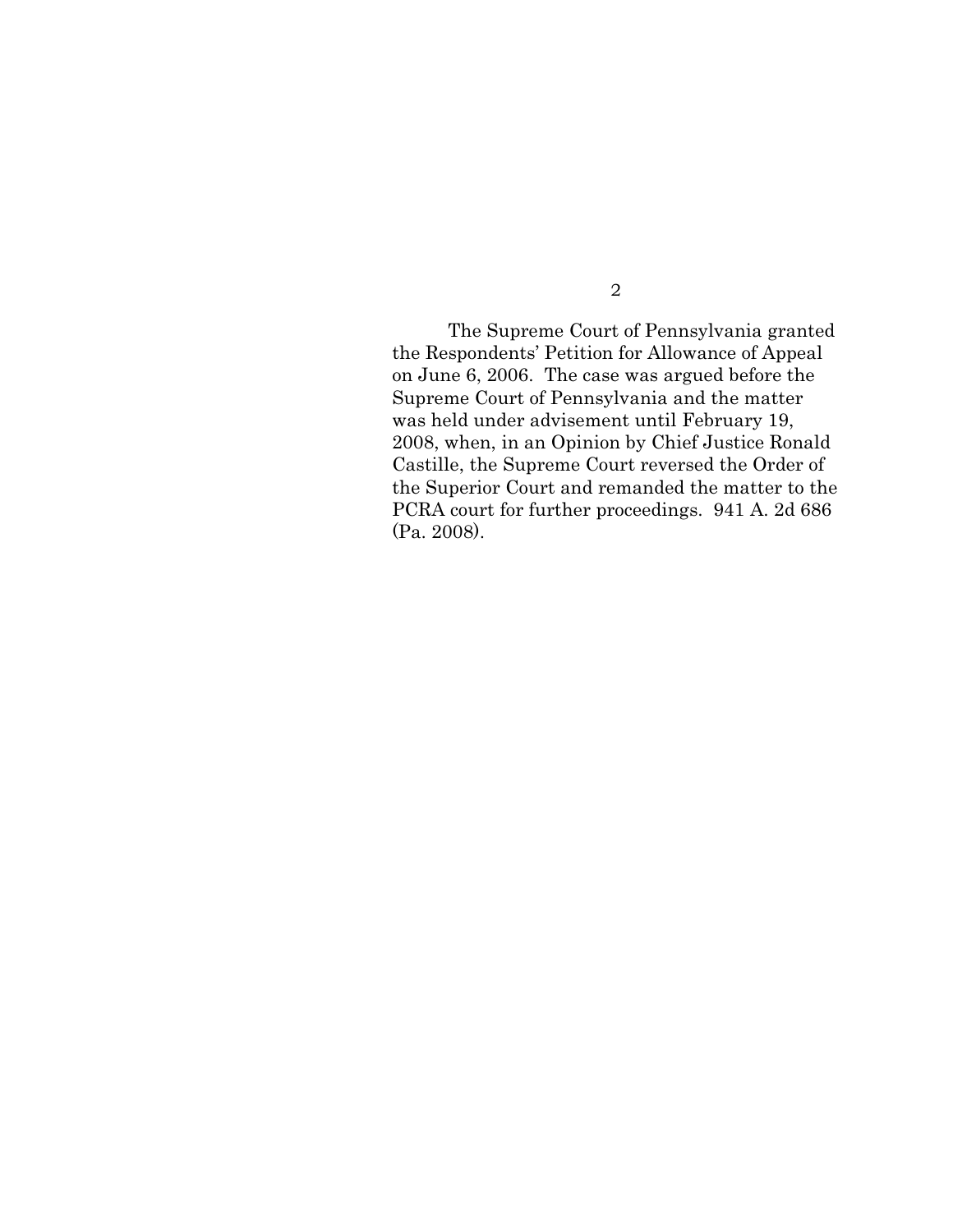The Supreme Court of Pennsylvania granted the Respondents' Petition for Allowance of Appeal on June 6, 2006. The case was argued before the Supreme Court of Pennsylvania and the matter was held under advisement until February 19, 2008, when, in an Opinion by Chief Justice Ronald Castille, the Supreme Court reversed the Order of the Superior Court and remanded the matter to the PCRA court for further proceedings. 941 A. 2d 686 (Pa. 2008).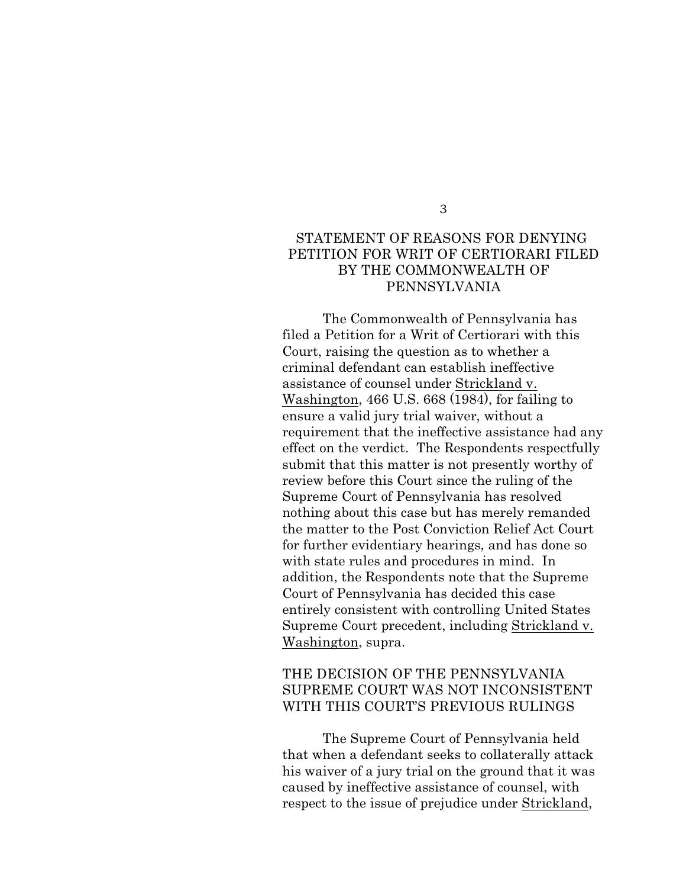## STATEMENT OF REASONS FOR DENYING PETITION FOR WRIT OF CERTIORARI FILED BY THE COMMONWEALTH OF PENNSYLVANIA

The Commonwealth of Pennsylvania has filed a Petition for a Writ of Certiorari with this Court, raising the question as to whether a criminal defendant can establish ineffective assistance of counsel under <u>Strickland v. Washington</u>, 466 U.S. 668 (1984), for failing to ensure a valid jury trial waiver, without a requirement that the ineffective assistance had any effect on the verdict. The Respondents respectfully submit that this matter is not presently worthy of review before this Court since the ruling of the Supreme Court of Pennsylvania has resolved nothing about this case but has merely remanded the matter to the Post Conviction Relief Act Court for further evidentiary hearings, and has done so with state rules and procedures in mind. In addition, the Respondents note that the Supreme Court of Pennsylvania has decided this case entirely consistent with controlling United States Supreme Court precedent, including <u>Strickland v. Washington</u>, supra.

## THE DECISION OF THE PENNSYLVANIA SUPREME COURT WAS NOT INCONSISTENT WITH THIS COURT'S PREVIOUS RULINGS

The Supreme Court of Pennsylvania held that when a defendant seeks to collaterally attack his waiver of a jury trial on the ground that it was caused by ineffective assistance of counsel, with respect to the issue of prejudice under <u>Strickland</u>,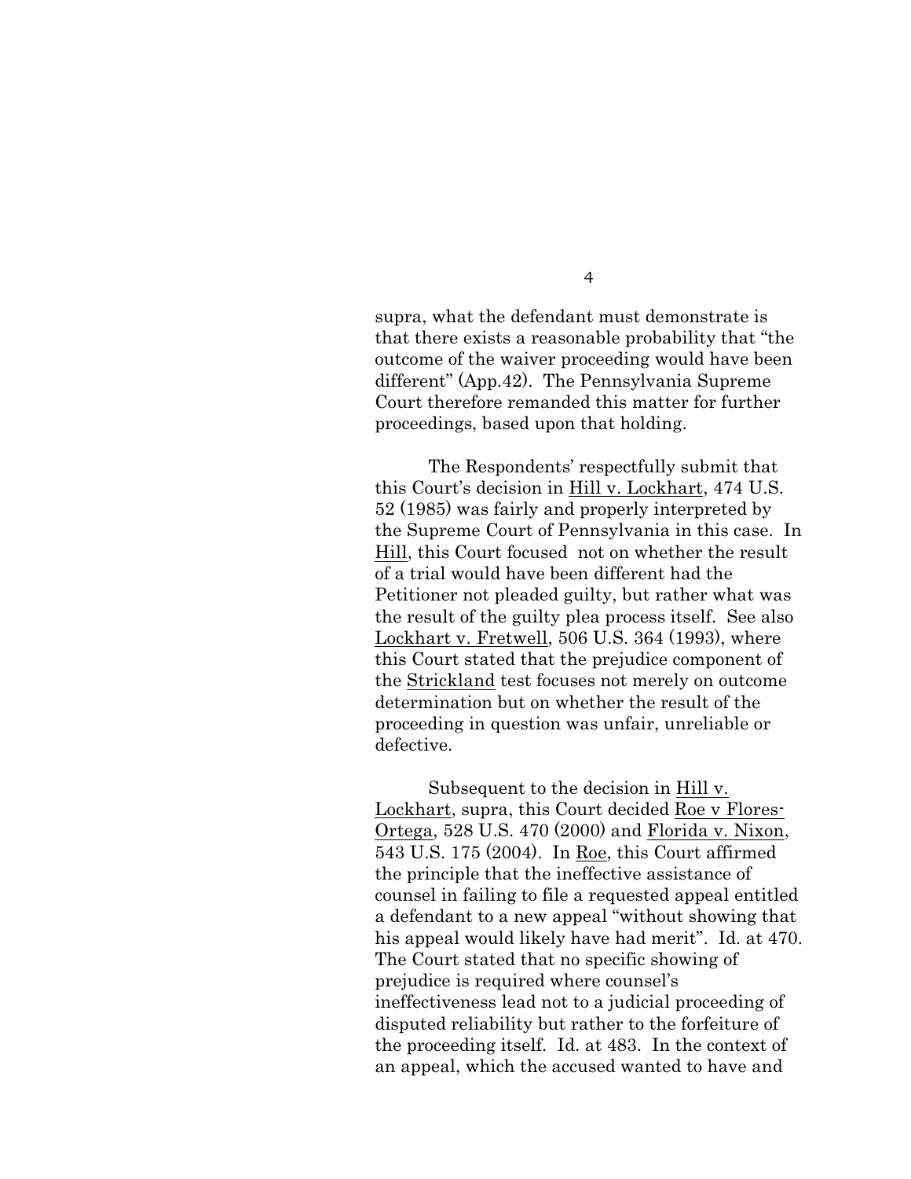supra, what the defendant must demonstrate is that there exists a reasonable probability that "the outcome of the waiver proceeding would have been different" (App.42). The Pennsylvania Supreme Court therefore remanded this matter for further proceedings, based upon that holding.

The Respondents' respectfully submit that this Court's decision in Hill v. Lockhart, 474 U.S. 52 (1985) was fairly and properly interpreted by the Supreme Court of Pennsylvania in this case. In Hill, this Court focused not on whether the result of a trial would have been different had the Petitioner not pleaded guilty, but rather what was the result of the guilty plea process itself. See also Lockhart v. Fretwell, 506 U.S. 364 (1993), where this Court stated that the prejudice component of the Strickland test focuses not merely on outcome determination but on whether the result of the proceeding in question was unfair, unreliable or defective.

Subsequent to the decision in Hill v. Lockhart, supra, this Court decided Roe v Flores-Ortega, 528 U.S. 470 (2000) and Florida v. Nixon, 543 U.S. 175 (2004). In Roe, this Court affirmed the principle that the ineffective assistance of counsel in failing to file a requested appeal entitled a defendant to a new appeal "without showing that his appeal would likely have had merit". Id. at 470. The Court stated that no specific showing of prejudice is required where counsel's ineffectiveness lead not to a judicial proceeding of disputed reliability but rather to the forfeiture of the proceeding itself. Id. at 483. In the context of an appeal, which the accused wanted to have and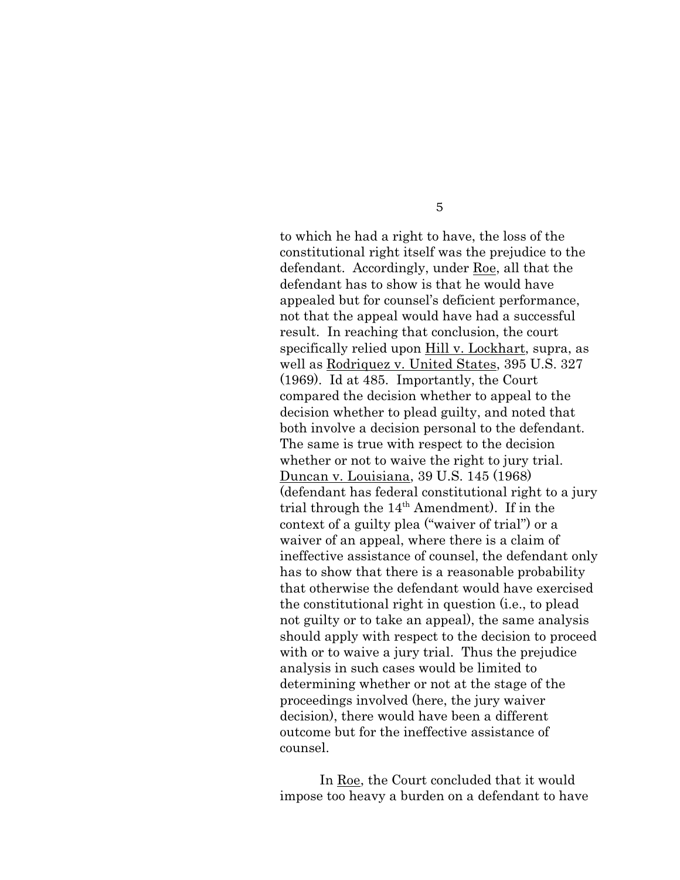to which he had a right to have, the loss of the constitutional right itself was the prejudice to the defendant. Accordingly, under Roe, all that the defendant has to show is that he would have appealed but for counsel's deficient performance, not that the appeal would have had a successful result. In reaching that conclusion, the court specifically relied upon Hill v. Lockhart, supra, as well as Rodriquez v. United States, 395 U.S. 327 (1969). Id at 485. Importantly, the Court compared the decision whether to appeal to the decision whether to plead guilty, and noted that both involve a decision personal to the defendant. The same is true with respect to the decision whether or not to waive the right to jury trial. Duncan v. Louisiana, 39 U.S. 145 (1968) (defendant has federal constitutional right to a jury trial through the 14th Amendment). If in the context of a guilty plea ("waiver of trial") or a waiver of an appeal, where there is a claim of ineffective assistance of counsel, the defendant only has to show that there is a reasonable probability that otherwise the defendant would have exercised the constitutional right in question (i.e., to plead not guilty or to take an appeal), the same analysis should apply with respect to the decision to proceed with or to waive a jury trial. Thus the prejudice analysis in such cases would be limited to determining whether or not at the stage of the proceedings involved (here, the jury waiver decision), there would have been a different outcome but for the ineffective assistance of counsel.

In Roe, the Court concluded that it would impose too heavy a burden on a defendant to have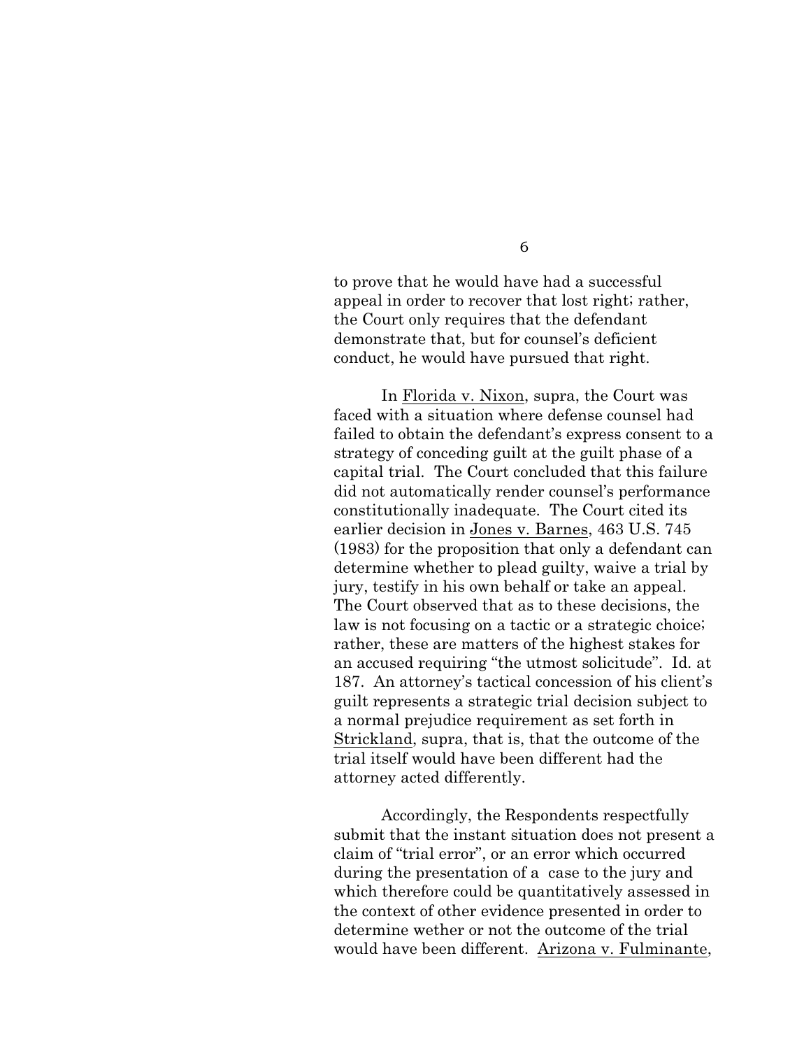to prove that he would have had a successful appeal in order to recover that lost right; rather, the Court only requires that the defendant demonstrate that, but for counsel's deficient conduct, he would have pursued that right.

In Florida v. Nixon, supra, the Court was faced with a situation where defense counsel had failed to obtain the defendant's express consent to a strategy of conceding guilt at the guilt phase of a capital trial. The Court concluded that this failure did not automatically render counsel's performance constitutionally inadequate. The Court cited its earlier decision in Jones v. Barnes, 463 U.S. 745 (1983) for the proposition that only a defendant can determine whether to plead guilty, waive a trial by jury, testify in his own behalf or take an appeal. The Court observed that as to these decisions, the law is not focusing on a tactic or a strategic choice; rather, these are matters of the highest stakes for an accused requiring "the utmost solicitude". Id. at 187. An attorney's tactical concession of his client's guilt represents a strategic trial decision subject to a normal prejudice requirement as set forth in Strickland, supra, that is, that the outcome of the trial itself would have been different had the attorney acted differently.

Accordingly, the Respondents respectfully submit that the instant situation does not present a claim of "trial error", or an error which occurred during the presentation of a case to the jury and which therefore could be quantitatively assessed in the context of other evidence presented in order to determine wether or not the outcome of the trial would have been different. Arizona v. Fulminante,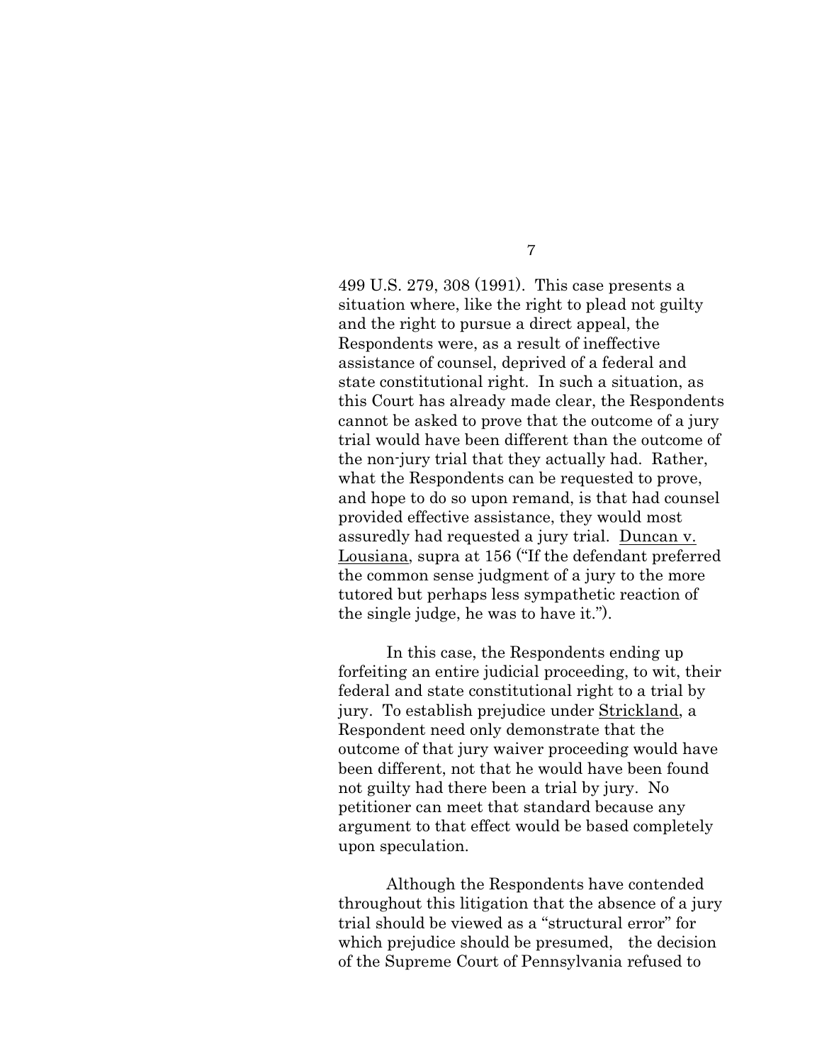499 U.S. 279, 308 (1991). This case presents a situation where, like the right to plead not guilty and the right to pursue a direct appeal, the Respondents were, as a result of ineffective assistance of counsel, deprived of a federal and state constitutional right. In such a situation, as this Court has already made clear, the Respondents cannot be asked to prove that the outcome of a jury trial would have been different than the outcome of the non-jury trial that they actually had. Rather, what the Respondents can be requested to prove, and hope to do so upon remand, is that had counsel provided effective assistance, they would most assuredly had requested a jury trial. Duncan v. Lousiana, supra at 156 ("If the defendant preferred the common sense judgment of a jury to the more tutored but perhaps less sympathetic reaction of the single judge, he was to have it.").

In this case, the Respondents ending up forfeiting an entire judicial proceeding, to wit, their federal and state constitutional right to a trial by jury. To establish prejudice under Strickland, a Respondent need only demonstrate that the outcome of that jury waiver proceeding would have been different, not that he would have been found not guilty had there been a trial by jury. No petitioner can meet that standard because any argument to that effect would be based completely upon speculation.

Although the Respondents have contended throughout this litigation that the absence of a jury trial should be viewed as a "structural error" for which prejudice should be presumed, the decision of the Supreme Court of Pennsylvania refused to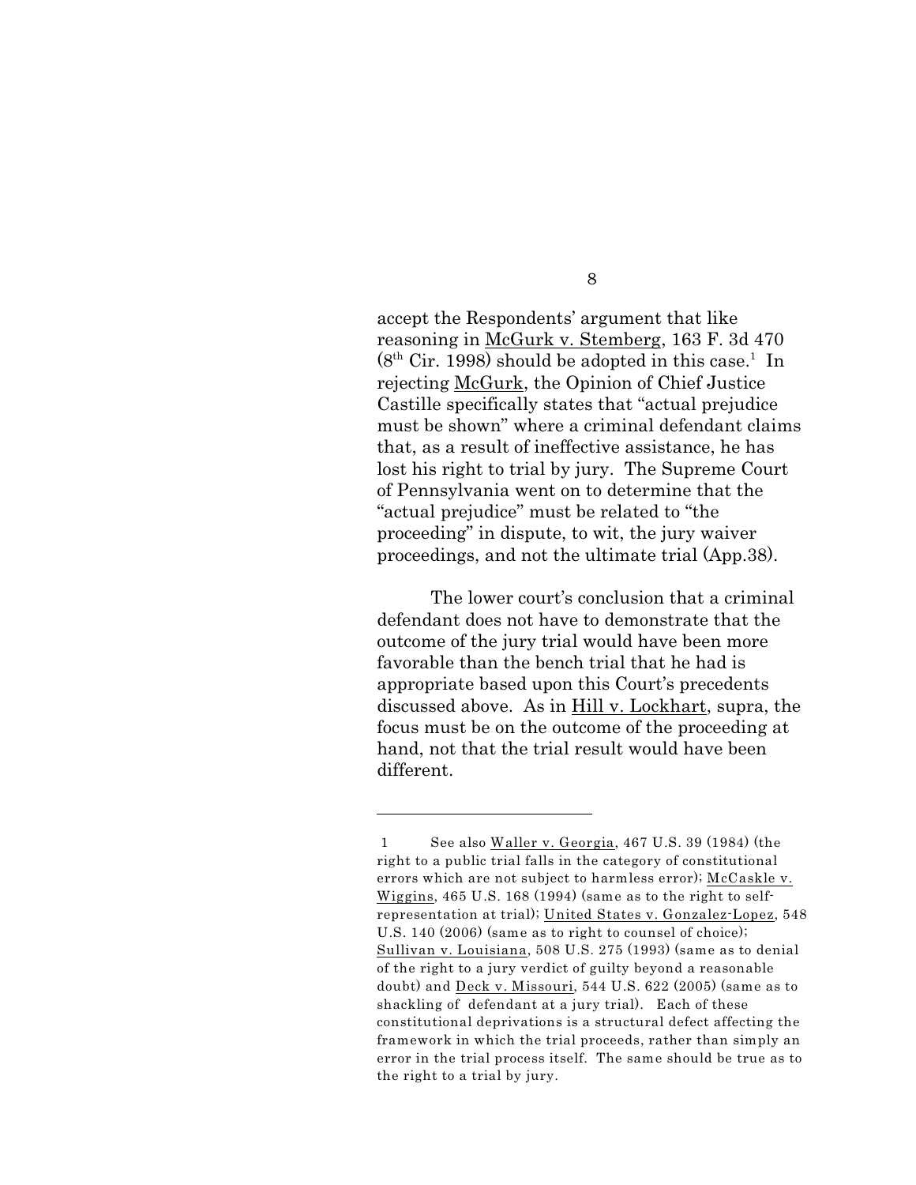accept the Respondents' argument that like reasoning in McGurk v. Stemberg, 163 F. 3d 470 (8th Cir. 1998) should be adopted in this case.[1] In rejecting McGurk, the Opinion of Chief Justice Castille specifically states that "actual prejudice must be shown" where a criminal defendant claims that, as a result of ineffective assistance, he has lost his right to trial by jury. The Supreme Court of Pennsylvania went on to determine that the "actual prejudice" must be related to "the proceeding" in dispute, to wit, the jury waiver proceedings, and not the ultimate trial (App.38).

The lower court's conclusion that a criminal defendant does not have to demonstrate that the outcome of the jury trial would have been more favorable than the bench trial that he had is appropriate based upon this Court's precedents discussed above. As in Hill v. Lockhart, supra, the focus must be on the outcome of the proceeding at hand, not that the trial result would have been different.

---

1 See also Waller v. Georgia, 467 U.S. 39 (1984) (the right to a public trial falls in the category of constitutional errors which are not subject to harmless error); McCaskle v. Wiggins, 465 U.S. 168 (1994) (same as to the right to self-representation at trial); United States v. Gonzalez-Lopez, 548 U.S. 140 (2006) (same as to right to counsel of choice); Sullivan v. Louisiana, 508 U.S. 275 (1993) (same as to denial of the right to a jury verdict of guilty beyond a reasonable doubt) and Deck v. Missouri, 544 U.S. 622 (2005) (same as to shackling of defendant at a jury trial). Each of these constitutional deprivations is a structural defect affecting the framework in which the trial proceeds, rather than simply an error in the trial process itself. The same should be true as to the right to a trial by jury.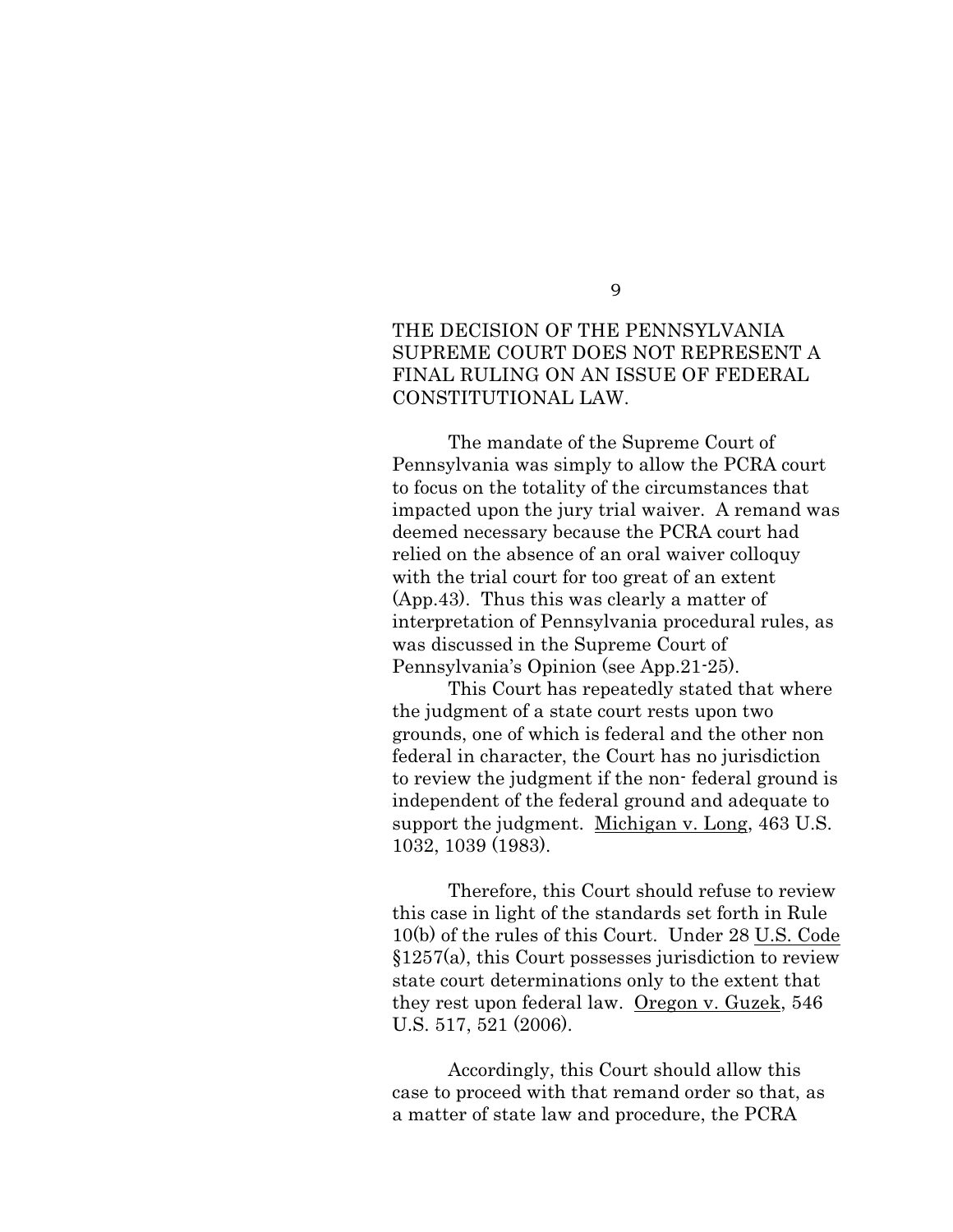## THE DECISION OF THE PENNSYLVANIA SUPREME COURT DOES NOT REPRESENT A FINAL RULING ON AN ISSUE OF FEDERAL CONSTITUTIONAL LAW.

The mandate of the Supreme Court of Pennsylvania was simply to allow the PCRA court to focus on the totality of the circumstances that impacted upon the jury trial waiver. A remand was deemed necessary because the PCRA court had relied on the absence of an oral waiver colloquy with the trial court for too great of an extent (App.43). Thus this was clearly a matter of interpretation of Pennsylvania procedural rules, as was discussed in the Supreme Court of Pennsylvania's Opinion (see App.21-25).

This Court has repeatedly stated that where the judgment of a state court rests upon two grounds, one of which is federal and the other non federal in character, the Court has no jurisdiction to review the judgment if the non- federal ground is independent of the federal ground and adequate to support the judgment. Michigan v. Long, 463 U.S. 1032, 1039 (1983).

Therefore, this Court should refuse to review this case in light of the standards set forth in Rule 10(b) of the rules of this Court. Under 28 U.S. Code §1257(a), this Court possesses jurisdiction to review state court determinations only to the extent that they rest upon federal law. Oregon v. Guzek, 546 U.S. 517, 521 (2006).

Accordingly, this Court should allow this case to proceed with that remand order so that, as a matter of state law and procedure, the PCRA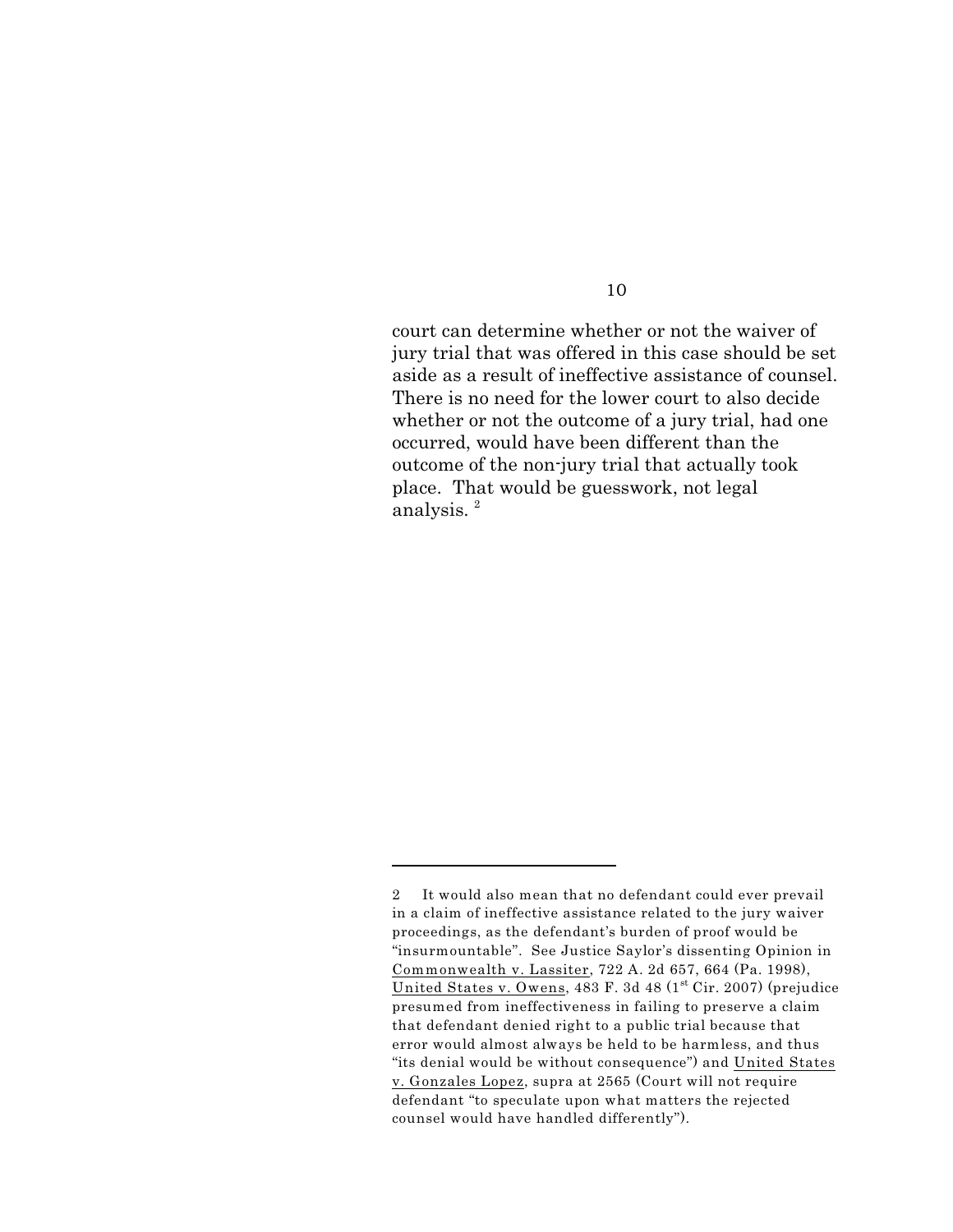court can determine whether or not the waiver of jury trial that was offered in this case should be set aside as a result of ineffective assistance of counsel. There is no need for the lower court to also decide whether or not the outcome of a jury trial, had one occurred, would have been different than the outcome of the non-jury trial that actually took place. That would be guesswork, not legal analysis. [2]

---

2 It would also mean that no defendant could ever prevail in a claim of ineffective assistance related to the jury waiver proceedings, as the defendant's burden of proof would be "insurmountable". See Justice Saylor's dissenting Opinion in Commonwealth v. Lassiter, 722 A. 2d 657, 664 (Pa. 1998), United States v. Owens, 483 F. 3d 48 (1st Cir. 2007) (prejudice presumed from ineffectiveness in failing to preserve a claim that defendant denied right to a public trial because that error would almost always be held to be harmless, and thus "its denial would be without consequence") and United States v. Gonzales Lopez, supra at 2565 (Court will not require defendant "to speculate upon what matters the rejected counsel would have handled differently").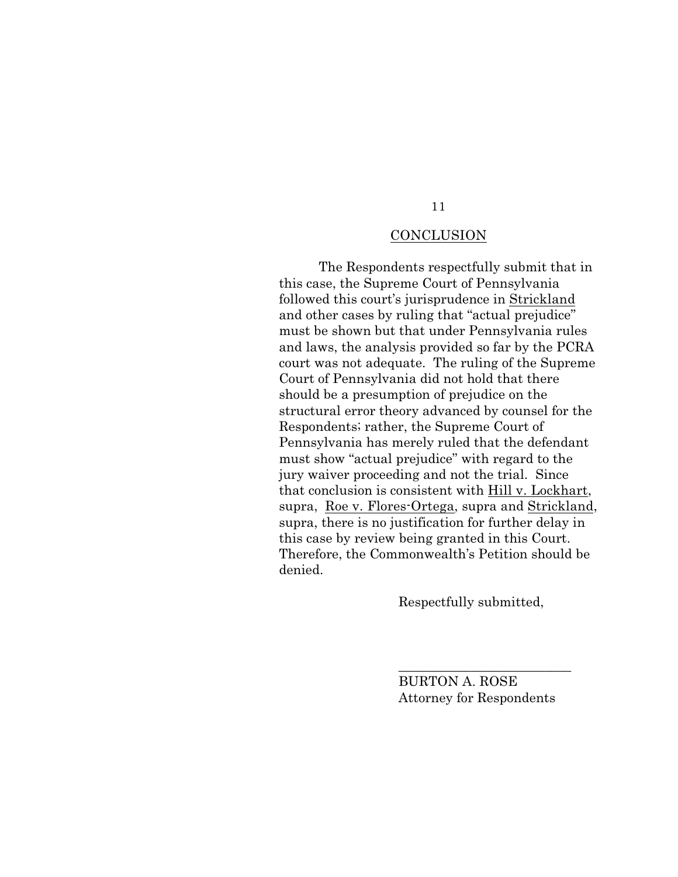## CONCLUSION

The Respondents respectfully submit that in this case, the Supreme Court of Pennsylvania followed this court's jurisprudence in Strickland and other cases by ruling that "actual prejudice" must be shown but that under Pennsylvania rules and laws, the analysis provided so far by the PCRA court was not adequate. The ruling of the Supreme Court of Pennsylvania did not hold that there should be a presumption of prejudice on the structural error theory advanced by counsel for the Respondents; rather, the Supreme Court of Pennsylvania has merely ruled that the defendant must show "actual prejudice" with regard to the jury waiver proceeding and not the trial. Since that conclusion is consistent with Hill v. Lockhart, supra, Roe v. Flores-Ortega, supra and Strickland, supra, there is no justification for further delay in this case by review being granted in this Court. Therefore, the Commonwealth's Petition should be denied.

Respectfully submitted,

\_\_\_\_\_\_\_\_\_\_\_\_\_\_\_\_\_\_\_\_\_\_\_\_\_\_

BURTON A. ROSE
Attorney for Respondents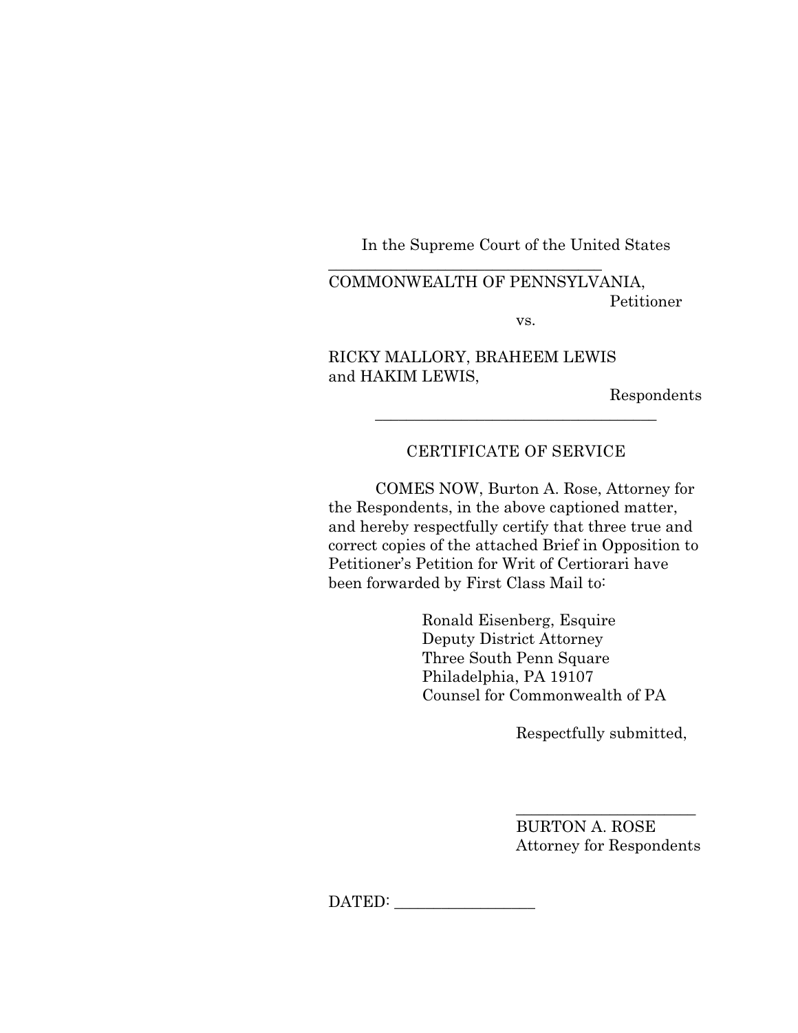In the Supreme Court of the United States

___________________________________

COMMONWEALTH OF PENNSYLVANIA,
Petitioner

vs.

RICKY MALLORY, BRAHEEM LEWIS
and HAKIM LEWIS,
Respondents

___________________________________

CERTIFICATE OF SERVICE

COMES NOW, Burton A. Rose, Attorney for the Respondents, in the above captioned matter, and hereby respectfully certify that three true and correct copies of the attached Brief in Opposition to Petitioner's Petition for Writ of Certiorari have been forwarded by First Class Mail to:

Ronald Eisenberg, Esquire
Deputy District Attorney
Three South Penn Square
Philadelphia, PA 19107
Counsel for Commonwealth of PA

Respectfully submitted,

______________________
BURTON A. ROSE
Attorney for Respondents

DATED: _________________